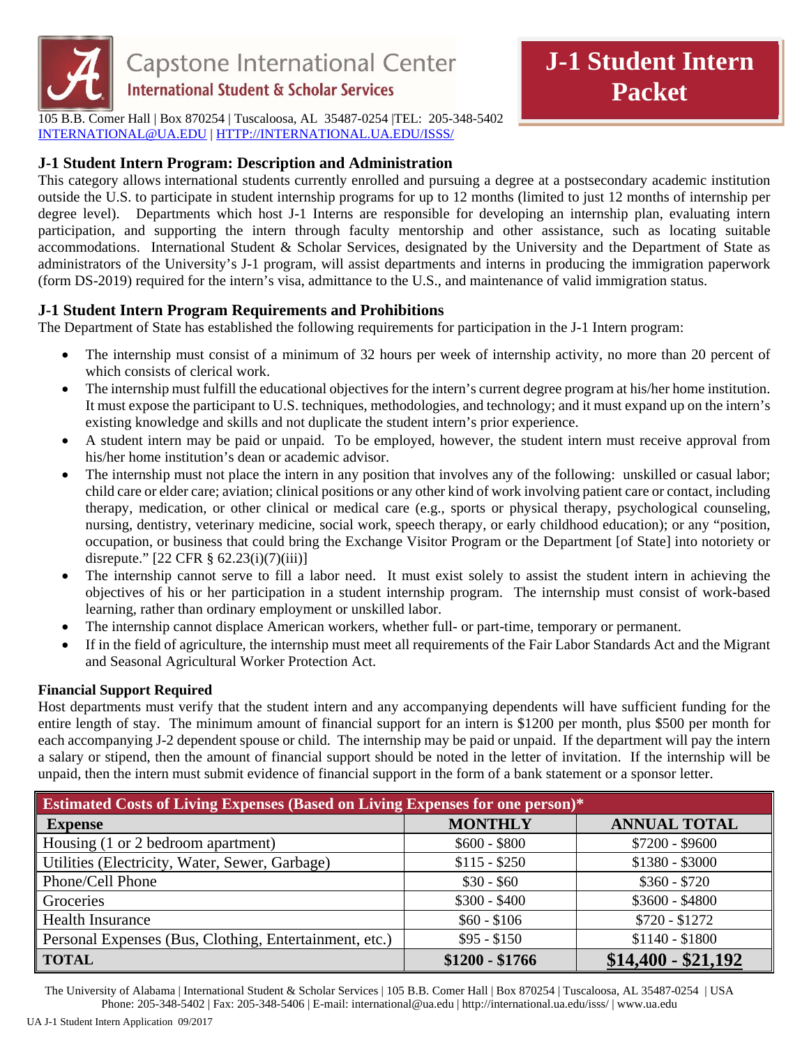Capstone International Center

International Student & Scholar Services

105 B.B. Comer Hall | Box 870254 | Tuscaloosa, AL 35487-0254 |TEL: 205-348-5402
INTERNATIONAL@UA.EDU | HTTP://INTERNATIONAL.UA.EDU/ISSS/

# J-1 Student Intern Packet

## J-1 Student Intern Program: Description and Administration

This category allows international students currently enrolled and pursuing a degree at a postsecondary academic institution outside the U.S. to participate in student internship programs for up to 12 months (limited to just 12 months of internship per degree level). Departments which host J-1 Interns are responsible for developing an internship plan, evaluating intern participation, and supporting the intern through faculty mentorship and other assistance, such as locating suitable accommodations. International Student & Scholar Services, designated by the University and the Department of State as administrators of the University's J-1 program, will assist departments and interns in producing the immigration paperwork (form DS-2019) required for the intern's visa, admittance to the U.S., and maintenance of valid immigration status.

## J-1 Student Intern Program Requirements and Prohibitions

The Department of State has established the following requirements for participation in the J-1 Intern program:

- The internship must consist of a minimum of 32 hours per week of internship activity, no more than 20 percent of which consists of clerical work.
- The internship must fulfill the educational objectives for the intern's current degree program at his/her home institution. It must expose the participant to U.S. techniques, methodologies, and technology; and it must expand up on the intern's existing knowledge and skills and not duplicate the student intern's prior experience.
- A student intern may be paid or unpaid. To be employed, however, the student intern must receive approval from his/her home institution's dean or academic advisor.
- The internship must not place the intern in any position that involves any of the following: unskilled or casual labor; child care or elder care; aviation; clinical positions or any other kind of work involving patient care or contact, including therapy, medication, or other clinical or medical care (e.g., sports or physical therapy, psychological counseling, nursing, dentistry, veterinary medicine, social work, speech therapy, or early childhood education); or any "position, occupation, or business that could bring the Exchange Visitor Program or the Department [of State] into notoriety or disrepute." [22 CFR § 62.23(i)(7)(iii)]
- The internship cannot serve to fill a labor need. It must exist solely to assist the student intern in achieving the objectives of his or her participation in a student internship program. The internship must consist of work-based learning, rather than ordinary employment or unskilled labor.
- The internship cannot displace American workers, whether full- or part-time, temporary or permanent.
- If in the field of agriculture, the internship must meet all requirements of the Fair Labor Standards Act and the Migrant and Seasonal Agricultural Worker Protection Act.

**Financial Support Required**

Host departments must verify that the student intern and any accompanying dependents will have sufficient funding for the entire length of stay. The minimum amount of financial support for an intern is $1200 per month, plus $500 per month for each accompanying J-2 dependent spouse or child. The internship may be paid or unpaid. If the department will pay the intern a salary or stipend, then the amount of financial support should be noted in the letter of invitation. If the internship will be unpaid, then the intern must submit evidence of financial support in the form of a bank statement or a sponsor letter.

| Estimated Costs of Living Expenses (Based on Living Expenses for one person)* | | |
|---|---|---|
| **Expense** | **MONTHLY** | **ANNUAL TOTAL** |
| Housing (1 or 2 bedroom apartment) | $600 - $800 | $7200 - $9600 |
| Utilities (Electricity, Water, Sewer, Garbage) | $115 - $250 | $1380 - $3000 |
| Phone/Cell Phone | $30 - $60 | $360 - $720 |
| Groceries | $300 - $400 | $3600 - $4800 |
| Health Insurance | $60 - $106 | $720 - $1272 |
| Personal Expenses (Bus, Clothing, Entertainment, etc.) | $95 - $150 | $1140 - $1800 |
| **TOTAL** | **$1200 - $1766** | **$14,400 - $21,192** |

The University of Alabama | International Student & Scholar Services | 105 B.B. Comer Hall | Box 870254 | Tuscaloosa, AL 35487-0254 | USA
Phone: 205-348-5402 | Fax: 205-348-5406 | E-mail: international@ua.edu | http://international.ua.edu/isss/ | www.ua.edu

UA J-1 Student Intern Application 09/2017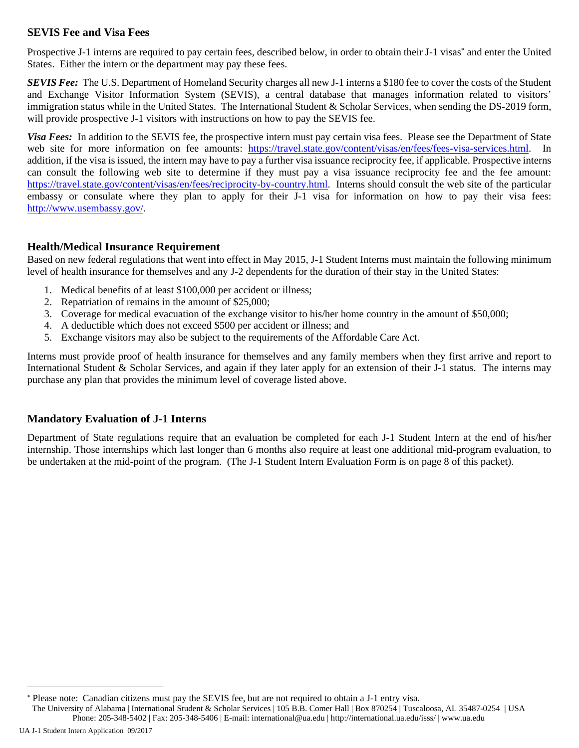## SEVIS Fee and Visa Fees

Prospective J-1 interns are required to pay certain fees, described below, in order to obtain their J-1 visas* and enter the United States. Either the intern or the department may pay these fees.

***SEVIS Fee:*** The U.S. Department of Homeland Security charges all new J-1 interns a $180 fee to cover the costs of the Student and Exchange Visitor Information System (SEVIS), a central database that manages information related to visitors' immigration status while in the United States. The International Student & Scholar Services, when sending the DS-2019 form, will provide prospective J-1 visitors with instructions on how to pay the SEVIS fee.

***Visa Fees:*** In addition to the SEVIS fee, the prospective intern must pay certain visa fees. Please see the Department of State web site for more information on fee amounts: https://travel.state.gov/content/visas/en/fees/fees-visa-services.html. In addition, if the visa is issued, the intern may have to pay a further visa issuance reciprocity fee, if applicable. Prospective interns can consult the following web site to determine if they must pay a visa issuance reciprocity fee and the fee amount: https://travel.state.gov/content/visas/en/fees/reciprocity-by-country.html. Interns should consult the web site of the particular embassy or consulate where they plan to apply for their J-1 visa for information on how to pay their visa fees: http://www.usembassy.gov/.

## Health/Medical Insurance Requirement

Based on new federal regulations that went into effect in May 2015, J-1 Student Interns must maintain the following minimum level of health insurance for themselves and any J-2 dependents for the duration of their stay in the United States:

1. Medical benefits of at least $100,000 per accident or illness;
2. Repatriation of remains in the amount of $25,000;
3. Coverage for medical evacuation of the exchange visitor to his/her home country in the amount of $50,000;
4. A deductible which does not exceed $500 per accident or illness; and
5. Exchange visitors may also be subject to the requirements of the Affordable Care Act.

Interns must provide proof of health insurance for themselves and any family members when they first arrive and report to International Student & Scholar Services, and again if they later apply for an extension of their J-1 status. The interns may purchase any plan that provides the minimum level of coverage listed above.

## Mandatory Evaluation of J-1 Interns

Department of State regulations require that an evaluation be completed for each J-1 Student Intern at the end of his/her internship. Those internships which last longer than 6 months also require at least one additional mid-program evaluation, to be undertaken at the mid-point of the program. (The J-1 Student Intern Evaluation Form is on page 8 of this packet).

---

* Please note: Canadian citizens must pay the SEVIS fee, but are not required to obtain a J-1 entry visa.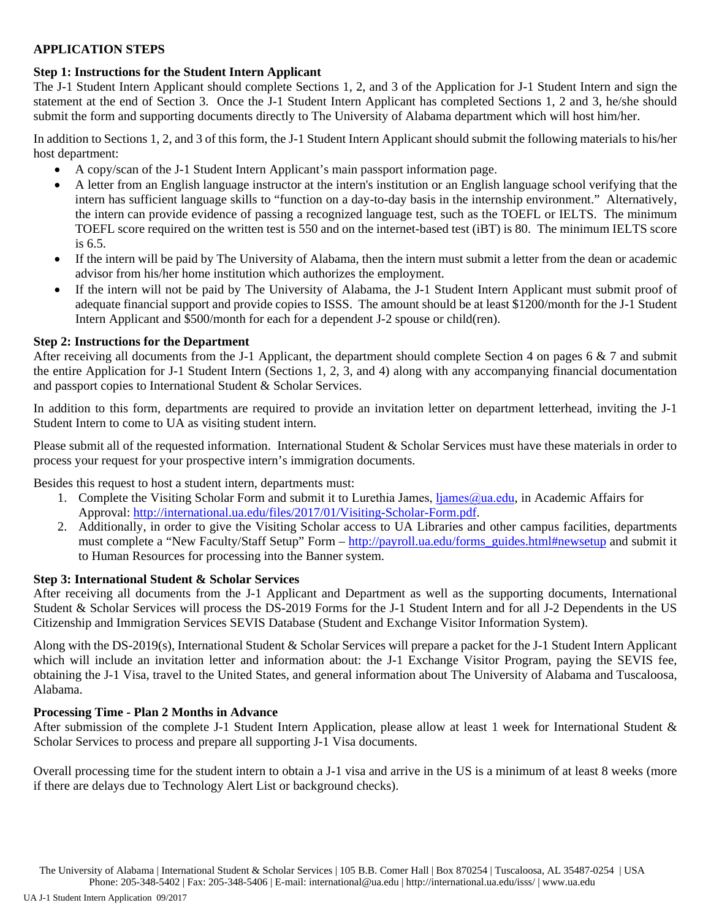## APPLICATION STEPS

### Step 1: Instructions for the Student Intern Applicant

The J-1 Student Intern Applicant should complete Sections 1, 2, and 3 of the Application for J-1 Student Intern and sign the statement at the end of Section 3. Once the J-1 Student Intern Applicant has completed Sections 1, 2 and 3, he/she should submit the form and supporting documents directly to The University of Alabama department which will host him/her.

In addition to Sections 1, 2, and 3 of this form, the J-1 Student Intern Applicant should submit the following materials to his/her host department:

- A copy/scan of the J-1 Student Intern Applicant's main passport information page.
- A letter from an English language instructor at the intern's institution or an English language school verifying that the intern has sufficient language skills to "function on a day-to-day basis in the internship environment." Alternatively, the intern can provide evidence of passing a recognized language test, such as the TOEFL or IELTS. The minimum TOEFL score required on the written test is 550 and on the internet-based test (iBT) is 80. The minimum IELTS score is 6.5.
- If the intern will be paid by The University of Alabama, then the intern must submit a letter from the dean or academic advisor from his/her home institution which authorizes the employment.
- If the intern will not be paid by The University of Alabama, the J-1 Student Intern Applicant must submit proof of adequate financial support and provide copies to ISSS. The amount should be at least $1200/month for the J-1 Student Intern Applicant and $500/month for each for a dependent J-2 spouse or child(ren).

### Step 2: Instructions for the Department

After receiving all documents from the J-1 Applicant, the department should complete Section 4 on pages 6 & 7 and submit the entire Application for J-1 Student Intern (Sections 1, 2, 3, and 4) along with any accompanying financial documentation and passport copies to International Student & Scholar Services.

In addition to this form, departments are required to provide an invitation letter on department letterhead, inviting the J-1 Student Intern to come to UA as visiting student intern.

Please submit all of the requested information. International Student & Scholar Services must have these materials in order to process your request for your prospective intern's immigration documents.

Besides this request to host a student intern, departments must:

1. Complete the Visiting Scholar Form and submit it to Lurethia James, ljames@ua.edu, in Academic Affairs for Approval: http://international.ua.edu/files/2017/01/Visiting-Scholar-Form.pdf.
2. Additionally, in order to give the Visiting Scholar access to UA Libraries and other campus facilities, departments must complete a "New Faculty/Staff Setup" Form – http://payroll.ua.edu/forms_guides.html#newsetup and submit it to Human Resources for processing into the Banner system.

### Step 3: International Student & Scholar Services

After receiving all documents from the J-1 Applicant and Department as well as the supporting documents, International Student & Scholar Services will process the DS-2019 Forms for the J-1 Student Intern and for all J-2 Dependents in the US Citizenship and Immigration Services SEVIS Database (Student and Exchange Visitor Information System).

Along with the DS-2019(s), International Student & Scholar Services will prepare a packet for the J-1 Student Intern Applicant which will include an invitation letter and information about: the J-1 Exchange Visitor Program, paying the SEVIS fee, obtaining the J-1 Visa, travel to the United States, and general information about The University of Alabama and Tuscaloosa, Alabama.

### Processing Time - Plan 2 Months in Advance

After submission of the complete J-1 Student Intern Application, please allow at least 1 week for International Student & Scholar Services to process and prepare all supporting J-1 Visa documents.

Overall processing time for the student intern to obtain a J-1 visa and arrive in the US is a minimum of at least 8 weeks (more if there are delays due to Technology Alert List or background checks).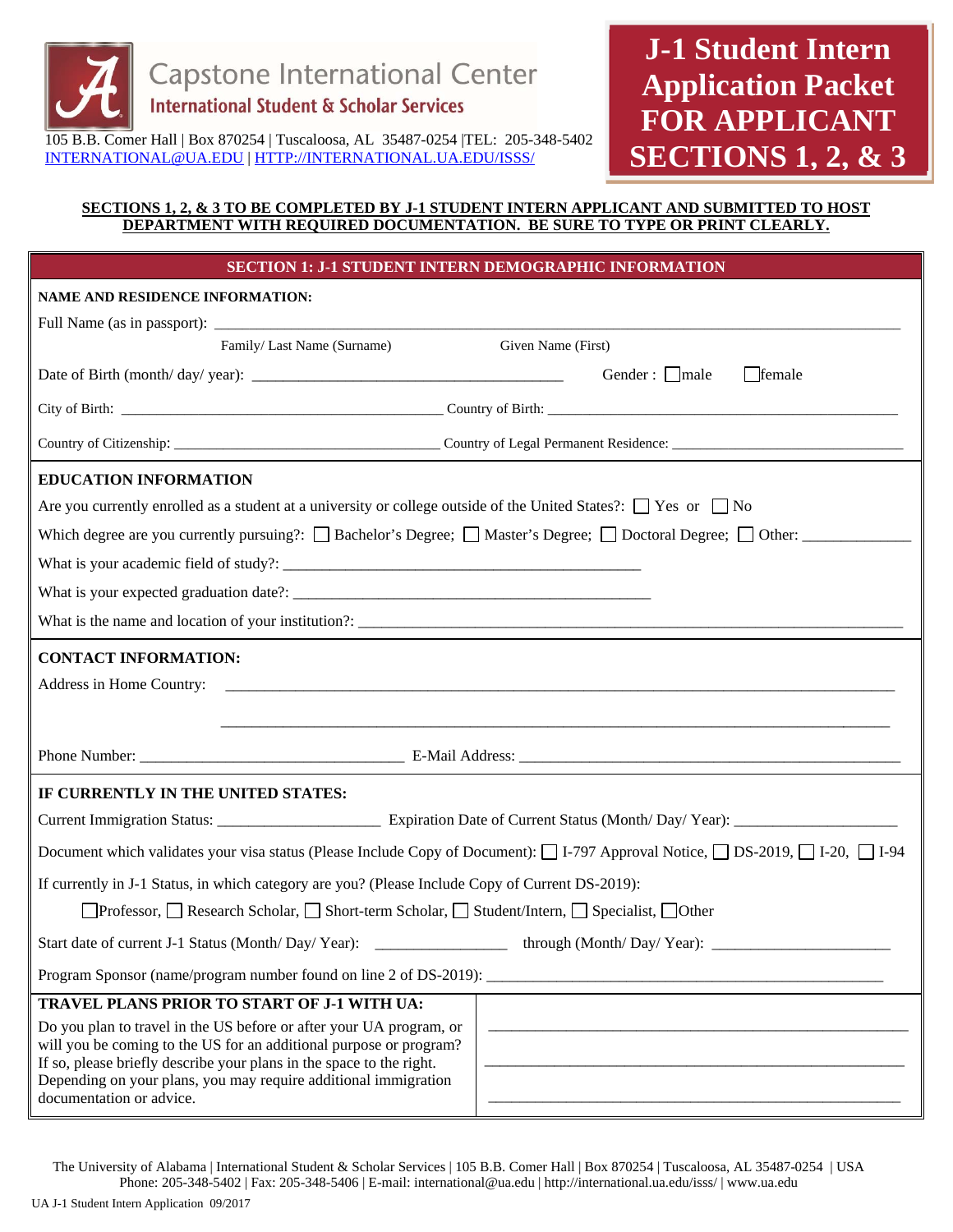Capstone International Center
International Student & Scholar Services

105 B.B. Comer Hall | Box 870254 | Tuscaloosa, AL 35487-0254 |TEL: 205-348-5402
INTERNATIONAL@UA.EDU | HTTP://INTERNATIONAL.UA.EDU/ISSS/

# J-1 Student Intern Application Packet FOR APPLICANT SECTIONS 1, 2, & 3

**SECTIONS 1, 2, & 3 TO BE COMPLETED BY J-1 STUDENT INTERN APPLICANT AND SUBMITTED TO HOST DEPARTMENT WITH REQUIRED DOCUMENTATION. BE SURE TO TYPE OR PRINT CLEARLY.**

## SECTION 1: J-1 STUDENT INTERN DEMOGRAPHIC INFORMATION

**NAME AND RESIDENCE INFORMATION:**

Full Name (as in passport): ______________________________________________

Family/ Last Name (Surname) Given Name (First)

Date of Birth (month/ day/ year): ______________________ Gender : ☐ male ☐ female

City of Birth: ______________________ Country of Birth: ______________________

Country of Citizenship: ______________________ Country of Legal Permanent Residence: ______________________

**EDUCATION INFORMATION**

Are you currently enrolled as a student at a university or college outside of the United States?: ☐ Yes or ☐ No

Which degree are you currently pursuing?: ☐ Bachelor's Degree; ☐ Master's Degree; ☐ Doctoral Degree; ☐ Other: __________

What is your academic field of study?: ______________________

What is your expected graduation date?: ______________________

What is the name and location of your institution?: ______________________

**CONTACT INFORMATION:**

Address in Home Country: ______________________________________________

______________________________________________

Phone Number: ______________________ E-Mail Address: ______________________

**IF CURRENTLY IN THE UNITED STATES:**

Current Immigration Status: ______________ Expiration Date of Current Status (Month/ Day/ Year): ______________

Document which validates your visa status (Please Include Copy of Document): ☐ I-797 Approval Notice, ☐ DS-2019, ☐ I-20, ☐ I-94

If currently in J-1 Status, in which category are you? (Please Include Copy of Current DS-2019):

☐ Professor, ☐ Research Scholar, ☐ Short-term Scholar, ☐ Student/Intern, ☐ Specialist, ☐ Other

Start date of current J-1 Status (Month/ Day/ Year): ______________ through (Month/ Day/ Year): ______________

Program Sponsor (name/program number found on line 2 of DS-2019): ______________________

**TRAVEL PLANS PRIOR TO START OF J-1 WITH UA:**

Do you plan to travel in the US before or after your UA program, or will you be coming to the US for an additional purpose or program? If so, please briefly describe your plans in the space to the right. Depending on your plans, you may require additional immigration documentation or advice.

______________________________________________

______________________________________________

______________________________________________

The University of Alabama | International Student & Scholar Services | 105 B.B. Comer Hall | Box 870254 | Tuscaloosa, AL 35487-0254 | USA
Phone: 205-348-5402 | Fax: 205-348-5406 | E-mail: international@ua.edu | http://international.ua.edu/isss/ | www.ua.edu

UA J-1 Student Intern Application 09/2017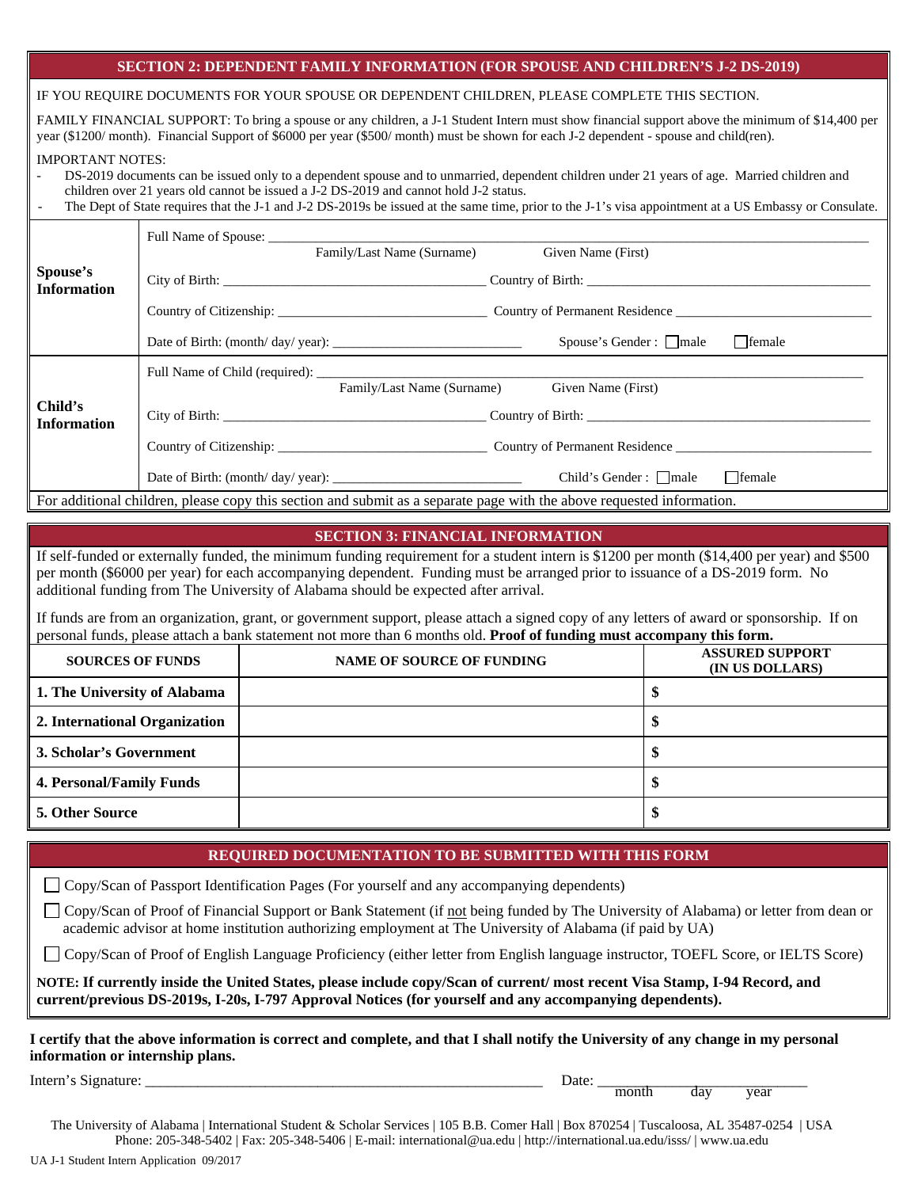## SECTION 2: DEPENDENT FAMILY INFORMATION (FOR SPOUSE AND CHILDREN'S J-2 DS-2019)

IF YOU REQUIRE DOCUMENTS FOR YOUR SPOUSE OR DEPENDENT CHILDREN, PLEASE COMPLETE THIS SECTION.

FAMILY FINANCIAL SUPPORT: To bring a spouse or any children, a J-1 Student Intern must show financial support above the minimum of $14,400 per year ($1200/ month). Financial Support of $6000 per year ($500/ month) must be shown for each J-2 dependent - spouse and child(ren).

IMPORTANT NOTES:

- DS-2019 documents can be issued only to a dependent spouse and to unmarried, dependent children under 21 years of age. Married children and children over 21 years old cannot be issued a J-2 DS-2019 and cannot hold J-2 status.
- The Dept of State requires that the J-1 and J-2 DS-2019s be issued at the same time, prior to the J-1's visa appointment at a US Embassy or Consulate.

| | |
|---|---|
| **Spouse's Information** | Full Name of Spouse: ______________________ Family/Last Name (Surname) Given Name (First)<br>City of Birth: ______________________ Country of Birth: ______________________<br>Country of Citizenship: ______________________ Country of Permanent Residence ______________________<br>Date of Birth: (month/ day/ year): ______________________ Spouse's Gender : ☐male ☐female |
| **Child's Information** | Full Name of Child (required): ______________________ Family/Last Name (Surname) Given Name (First)<br>City of Birth: ______________________ Country of Birth: ______________________<br>Country of Citizenship: ______________________ Country of Permanent Residence ______________________<br>Date of Birth: (month/ day/ year): ______________________ Child's Gender : ☐male ☐female |

For additional children, please copy this section and submit as a separate page with the above requested information.

## SECTION 3: FINANCIAL INFORMATION

If self-funded or externally funded, the minimum funding requirement for a student intern is $1200 per month ($14,400 per year) and $500 per month ($6000 per year) for each accompanying dependent. Funding must be arranged prior to issuance of a DS-2019 form. No additional funding from The University of Alabama should be expected after arrival.

If funds are from an organization, grant, or government support, please attach a signed copy of any letters of award or sponsorship. If on personal funds, please attach a bank statement not more than 6 months old. **Proof of funding must accompany this form.**

| SOURCES OF FUNDS | NAME OF SOURCE OF FUNDING | ASSURED SUPPORT (IN US DOLLARS) |
|---|---|---|
| **1. The University of Alabama** | | **$** |
| **2. International Organization** | | **$** |
| **3. Scholar's Government** | | **$** |
| **4. Personal/Family Funds** | | **$** |
| **5. Other Source** | | **$** |

## REQUIRED DOCUMENTATION TO BE SUBMITTED WITH THIS FORM

☐ Copy/Scan of Passport Identification Pages (For yourself and any accompanying dependents)

☐ Copy/Scan of Proof of Financial Support or Bank Statement (if not being funded by The University of Alabama) or letter from dean or academic advisor at home institution authorizing employment at The University of Alabama (if paid by UA)

☐ Copy/Scan of Proof of English Language Proficiency (either letter from English language instructor, TOEFL Score, or IELTS Score)

**NOTE: If currently inside the United States, please include copy/Scan of current/ most recent Visa Stamp, I-94 Record, and current/previous DS-2019s, I-20s, I-797 Approval Notices (for yourself and any accompanying dependents).**

**I certify that the above information is correct and complete, and that I shall notify the University of any change in my personal information or internship plans.**

Intern's Signature: ______________________ Date: ______________________ month day year

The University of Alabama | International Student & Scholar Services | 105 B.B. Comer Hall | Box 870254 | Tuscaloosa, AL 35487-0254 | USA
Phone: 205-348-5402 | Fax: 205-348-5406 | E-mail: international@ua.edu | http://international.ua.edu/isss/ | www.ua.edu

UA J-1 Student Intern Application 09/2017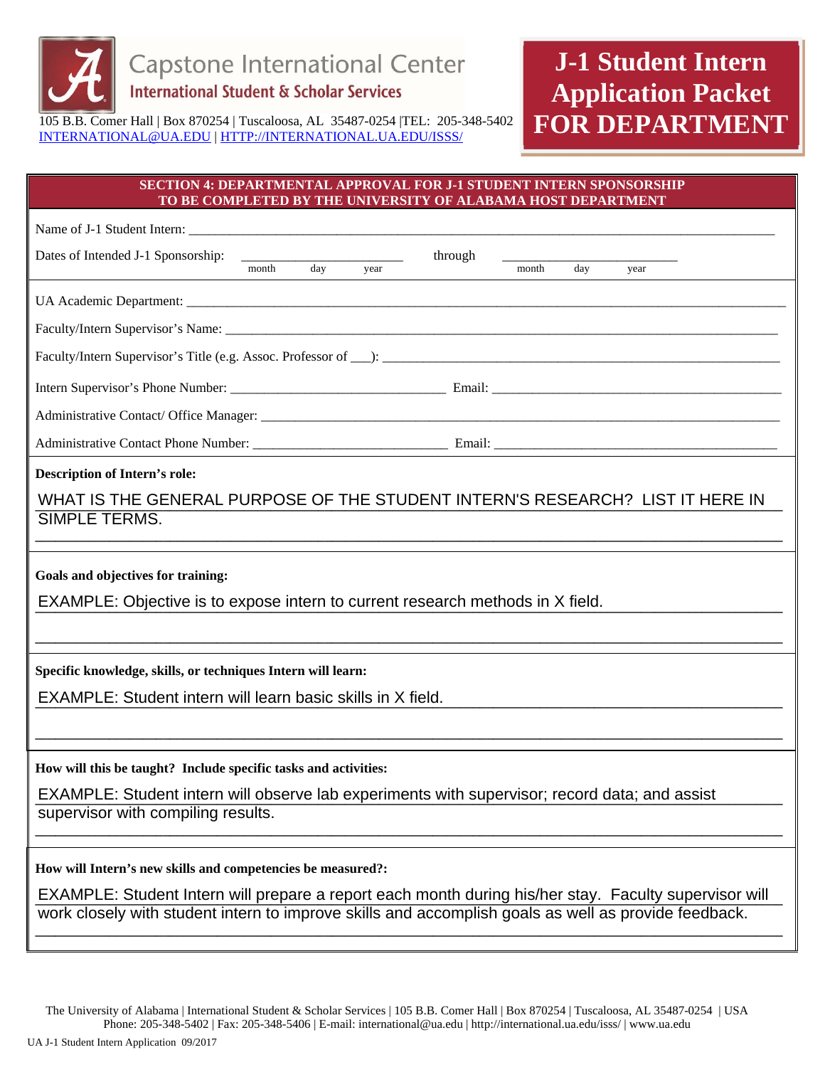Capstone International Center
International Student & Scholar Services

105 B.B. Comer Hall | Box 870254 | Tuscaloosa, AL 35487-0254 |TEL: 205-348-5402
INTERNATIONAL@UA.EDU | HTTP://INTERNATIONAL.UA.EDU/ISSS/

# J-1 Student Intern Application Packet FOR DEPARTMENT

## SECTION 4: DEPARTMENTAL APPROVAL FOR J-1 STUDENT INTERN SPONSORSHIP TO BE COMPLETED BY THE UNIVERSITY OF ALABAMA HOST DEPARTMENT

Name of J-1 Student Intern: ______________________________

Dates of Intended J-1 Sponsorship: ____________ (month day year) through ____________ (month day year)

UA Academic Department: ______________________________

Faculty/Intern Supervisor's Name: ______________________________

Faculty/Intern Supervisor's Title (e.g. Assoc. Professor of ___): ______________________________

Intern Supervisor's Phone Number: ____________ Email: ____________

Administrative Contact/ Office Manager: ______________________________

Administrative Contact Phone Number: ____________ Email: ____________

**Description of Intern's role:**

WHAT IS THE GENERAL PURPOSE OF THE STUDENT INTERN'S RESEARCH? LIST IT HERE IN SIMPLE TERMS.

**Goals and objectives for training:**

EXAMPLE: Objective is to expose intern to current research methods in X field.

**Specific knowledge, skills, or techniques Intern will learn:**

EXAMPLE: Student intern will learn basic skills in X field.

**How will this be taught? Include specific tasks and activities:**

EXAMPLE: Student intern will observe lab experiments with supervisor; record data; and assist supervisor with compiling results.

**How will Intern's new skills and competencies be measured?:**

EXAMPLE: Student Intern will prepare a report each month during his/her stay. Faculty supervisor will work closely with student intern to improve skills and accomplish goals as well as provide feedback.

The University of Alabama | International Student & Scholar Services | 105 B.B. Comer Hall | Box 870254 | Tuscaloosa, AL 35487-0254 | USA
Phone: 205-348-5402 | Fax: 205-348-5406 | E-mail: international@ua.edu | http://international.ua.edu/isss/ | www.ua.edu

UA J-1 Student Intern Application 09/2017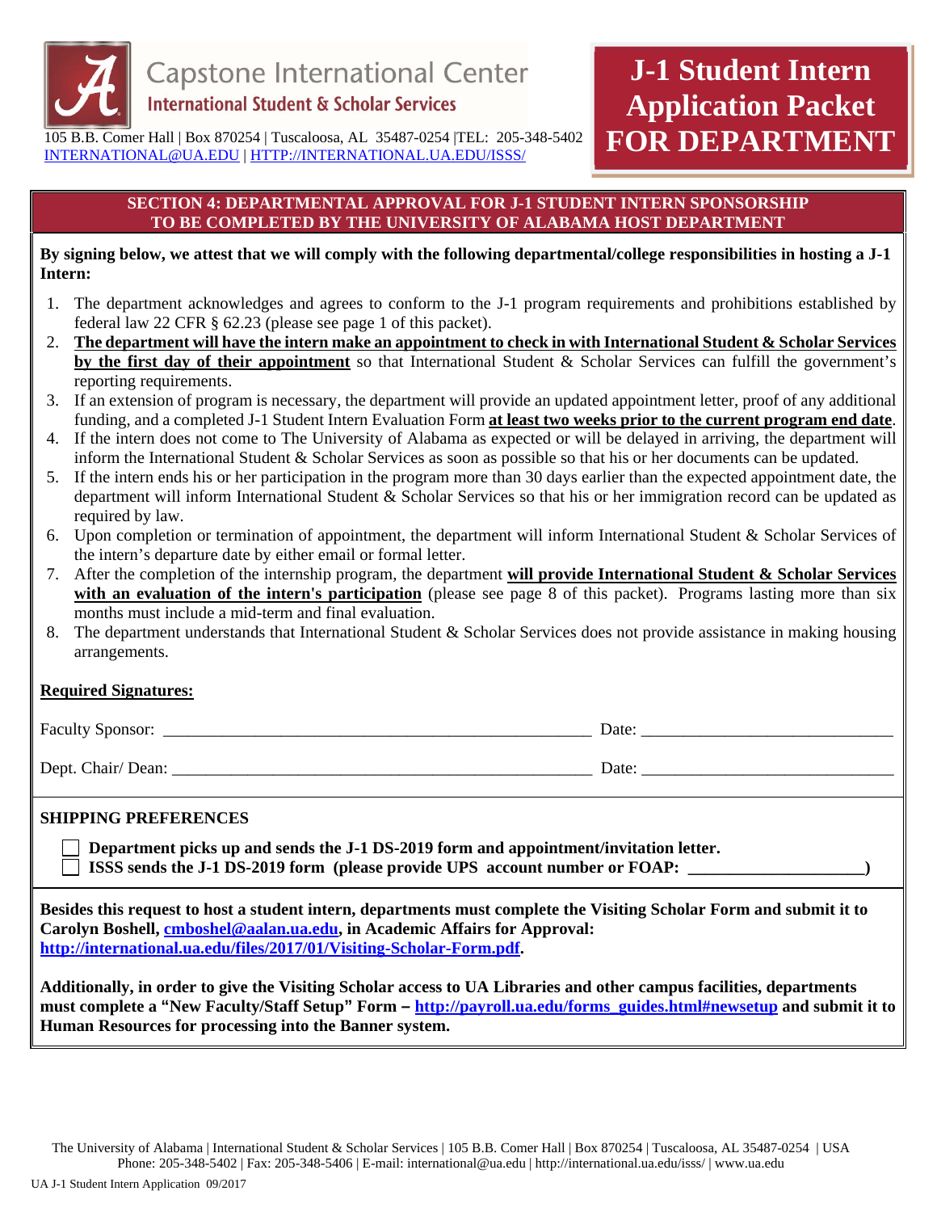# Capstone International Center

## International Student & Scholar Services

105 B.B. Comer Hall | Box 870254 | Tuscaloosa, AL 35487-0254 |TEL: 205-348-5402
INTERNATIONAL@UA.EDU | HTTP://INTERNATIONAL.UA.EDU/ISSS/

# J-1 Student Intern Application Packet FOR DEPARTMENT

## SECTION 4: DEPARTMENTAL APPROVAL FOR J-1 STUDENT INTERN SPONSORSHIP TO BE COMPLETED BY THE UNIVERSITY OF ALABAMA HOST DEPARTMENT

**By signing below, we attest that we will comply with the following departmental/college responsibilities in hosting a J-1 Intern:**

1. The department acknowledges and agrees to conform to the J-1 program requirements and prohibitions established by federal law 22 CFR § 62.23 (please see page 1 of this packet).
2. **The department will have the intern make an appointment to check in with International Student & Scholar Services by the first day of their appointment** so that International Student & Scholar Services can fulfill the government's reporting requirements.
3. If an extension of program is necessary, the department will provide an updated appointment letter, proof of any additional funding, and a completed J-1 Student Intern Evaluation Form **at least two weeks prior to the current program end date**.
4. If the intern does not come to The University of Alabama as expected or will be delayed in arriving, the department will inform the International Student & Scholar Services as soon as possible so that his or her documents can be updated.
5. If the intern ends his or her participation in the program more than 30 days earlier than the expected appointment date, the department will inform International Student & Scholar Services so that his or her immigration record can be updated as required by law.
6. Upon completion or termination of appointment, the department will inform International Student & Scholar Services of the intern's departure date by either email or formal letter.
7. After the completion of the internship program, the department **will provide International Student & Scholar Services with an evaluation of the intern's participation** (please see page 8 of this packet). Programs lasting more than six months must include a mid-term and final evaluation.
8. The department understands that International Student & Scholar Services does not provide assistance in making housing arrangements.

**Required Signatures:**

Faculty Sponsor: ____________________________________________________ Date: ______________________________

Dept. Chair/ Dean: __________________________________________________ Date: ______________________________

**SHIPPING PREFERENCES**

- ☐ **Department picks up and sends the J-1 DS-2019 form and appointment/invitation letter.**
- ☐ **ISSS sends the J-1 DS-2019 form (please provide UPS account number or FOAP: ____________________)**

**Besides this request to host a student intern, departments must complete the Visiting Scholar Form and submit it to Carolyn Boshell, cmboshel@aalan.ua.edu, in Academic Affairs for Approval: http://international.ua.edu/files/2017/01/Visiting-Scholar-Form.pdf.**

**Additionally, in order to give the Visiting Scholar access to UA Libraries and other campus facilities, departments must complete a "New Faculty/Staff Setup" Form – http://payroll.ua.edu/forms_guides.html#newsetup and submit it to Human Resources for processing into the Banner system.**

The University of Alabama | International Student & Scholar Services | 105 B.B. Comer Hall | Box 870254 | Tuscaloosa, AL 35487-0254 | USA
Phone: 205-348-5402 | Fax: 205-348-5406 | E-mail: international@ua.edu | http://international.ua.edu/isss/ | www.ua.edu

UA J-1 Student Intern Application 09/2017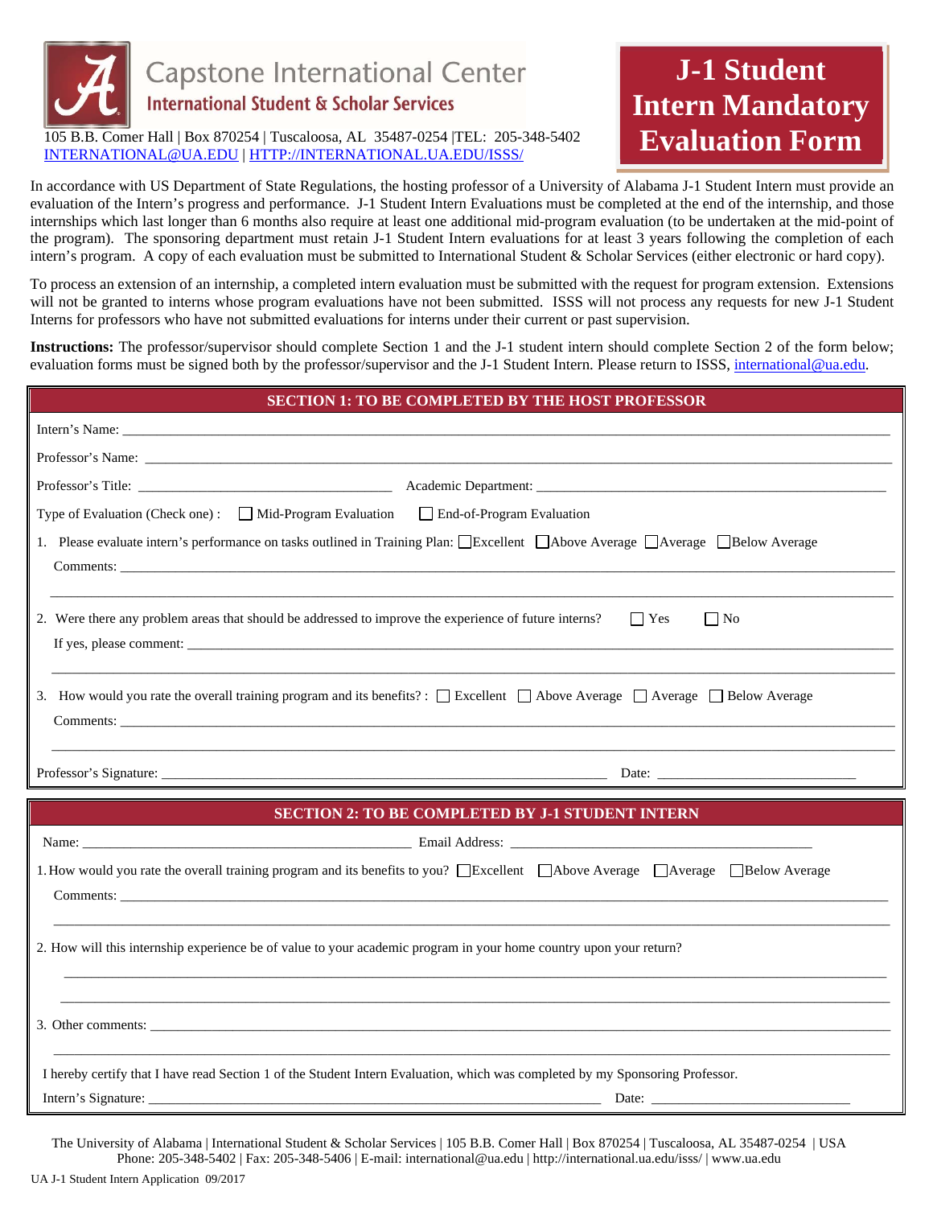Capstone International Center
International Student & Scholar Services

105 B.B. Comer Hall | Box 870254 | Tuscaloosa, AL 35487-0254 |TEL: 205-348-5402
INTERNATIONAL@UA.EDU | HTTP://INTERNATIONAL.UA.EDU/ISSS/

# J-1 Student Intern Mandatory Evaluation Form

In accordance with US Department of State Regulations, the hosting professor of a University of Alabama J-1 Student Intern must provide an evaluation of the Intern's progress and performance. J-1 Student Intern Evaluations must be completed at the end of the internship, and those internships which last longer than 6 months also require at least one additional mid-program evaluation (to be undertaken at the mid-point of the program). The sponsoring department must retain J-1 Student Intern evaluations for at least 3 years following the completion of each intern's program. A copy of each evaluation must be submitted to International Student & Scholar Services (either electronic or hard copy).

To process an extension of an internship, a completed intern evaluation must be submitted with the request for program extension. Extensions will not be granted to interns whose program evaluations have not been submitted. ISSS will not process any requests for new J-1 Student Interns for professors who have not submitted evaluations for interns under their current or past supervision.

**Instructions:** The professor/supervisor should complete Section 1 and the J-1 student intern should complete Section 2 of the form below; evaluation forms must be signed both by the professor/supervisor and the J-1 Student Intern. Please return to ISSS, international@ua.edu.

## SECTION 1: TO BE COMPLETED BY THE HOST PROFESSOR

Intern's Name: ______________________________

Professor's Name: ______________________________

Professor's Title: ____________________ Academic Department: ____________________

Type of Evaluation (Check one) : ☐ Mid-Program Evaluation ☐ End-of-Program Evaluation

1. Please evaluate intern's performance on tasks outlined in Training Plan: ☐Excellent ☐Above Average ☐Average ☐Below Average

   Comments: ______________________________

2. Were there any problem areas that should be addressed to improve the experience of future interns? ☐ Yes ☐ No

   If yes, please comment: ______________________________

3. How would you rate the overall training program and its benefits? : ☐ Excellent ☐ Above Average ☐ Average ☐ Below Average

   Comments: ______________________________

Professor's Signature: ______________________________ Date: ____________________

## SECTION 2: TO BE COMPLETED BY J-1 STUDENT INTERN

Name: ______________________________ Email Address: ______________________________

1. How would you rate the overall training program and its benefits to you? ☐Excellent ☐Above Average ☐Average ☐Below Average

   Comments: ______________________________

2. How will this internship experience be of value to your academic program in your home country upon your return?

   ______________________________

3. Other comments: ______________________________

I hereby certify that I have read Section 1 of the Student Intern Evaluation, which was completed by my Sponsoring Professor.

Intern's Signature: ______________________________ Date: ____________________

The University of Alabama | International Student & Scholar Services | 105 B.B. Comer Hall | Box 870254 | Tuscaloosa, AL 35487-0254 | USA
Phone: 205-348-5402 | Fax: 205-348-5406 | E-mail: international@ua.edu | http://international.ua.edu/isss/ | www.ua.edu

UA J-1 Student Intern Application 09/2017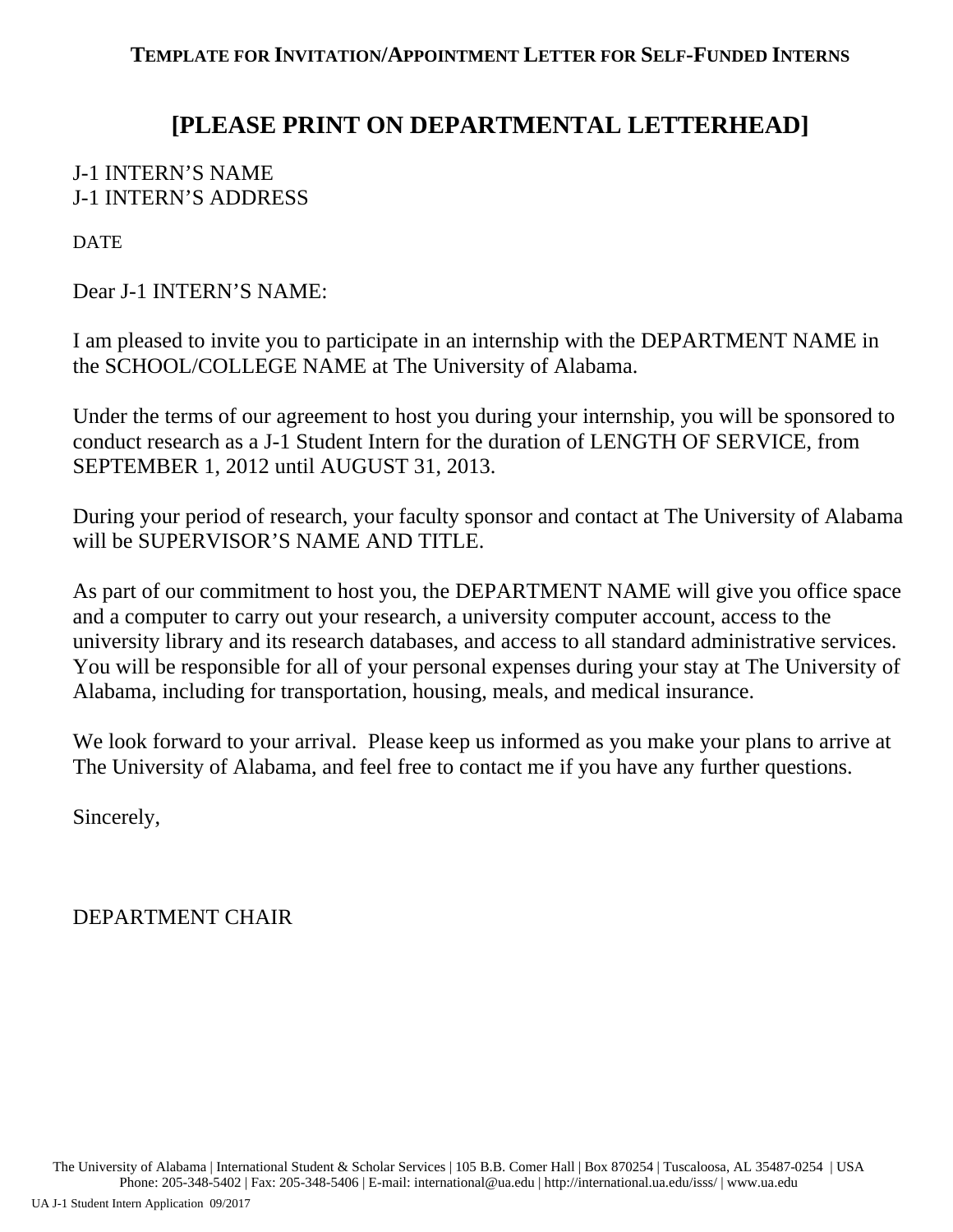**TEMPLATE FOR INVITATION/APPOINTMENT LETTER FOR SELF-FUNDED INTERNS**

# [PLEASE PRINT ON DEPARTMENTAL LETTERHEAD]

J-1 INTERN'S NAME
J-1 INTERN'S ADDRESS

DATE

Dear J-1 INTERN'S NAME:

I am pleased to invite you to participate in an internship with the DEPARTMENT NAME in the SCHOOL/COLLEGE NAME at The University of Alabama.

Under the terms of our agreement to host you during your internship, you will be sponsored to conduct research as a J-1 Student Intern for the duration of LENGTH OF SERVICE, from SEPTEMBER 1, 2012 until AUGUST 31, 2013.

During your period of research, your faculty sponsor and contact at The University of Alabama will be SUPERVISOR'S NAME AND TITLE.

As part of our commitment to host you, the DEPARTMENT NAME will give you office space and a computer to carry out your research, a university computer account, access to the university library and its research databases, and access to all standard administrative services. You will be responsible for all of your personal expenses during your stay at The University of Alabama, including for transportation, housing, meals, and medical insurance.

We look forward to your arrival. Please keep us informed as you make your plans to arrive at The University of Alabama, and feel free to contact me if you have any further questions.

Sincerely,

DEPARTMENT CHAIR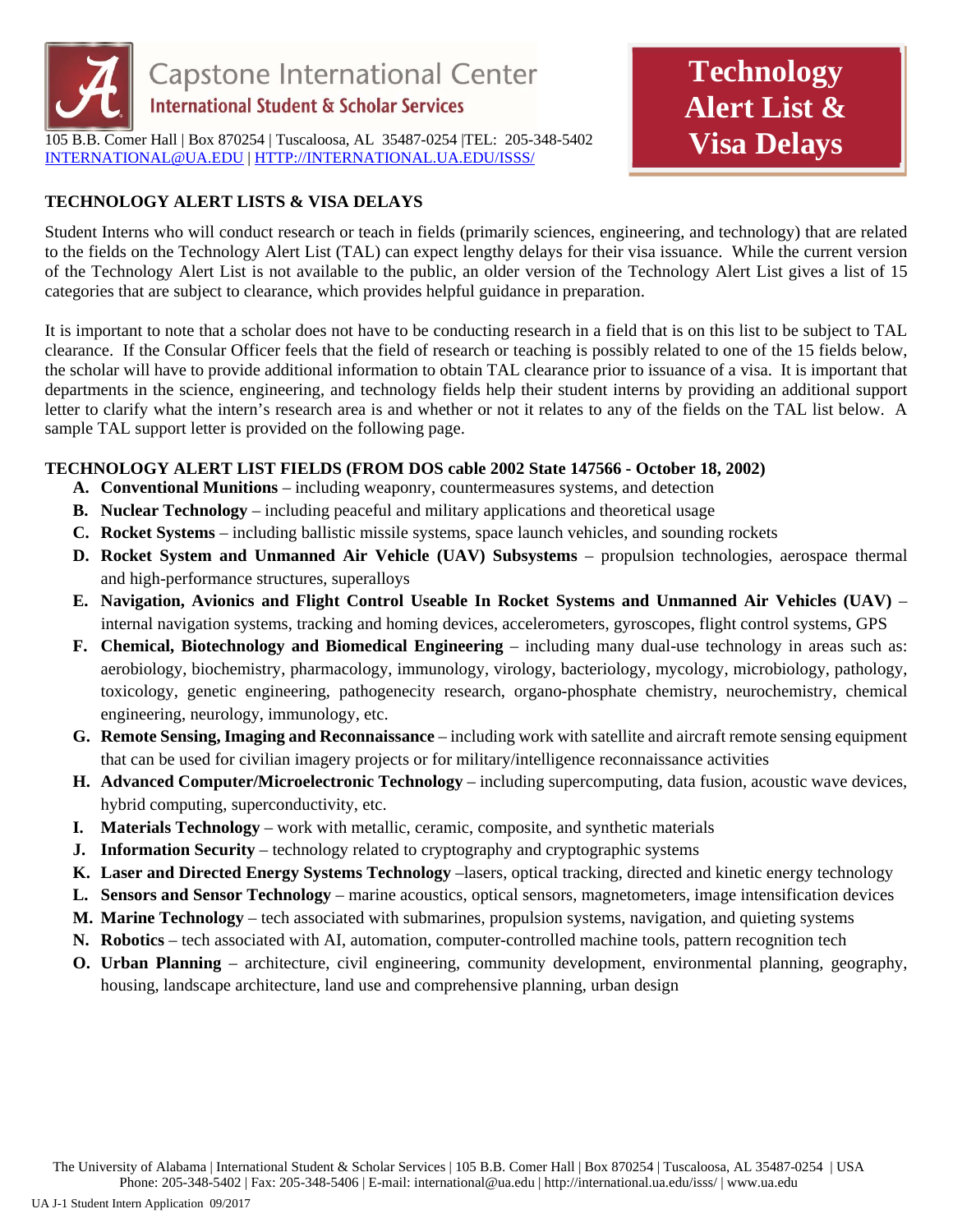# Capstone International Center

**International Student & Scholar Services**

105 B.B. Comer Hall | Box 870254 | Tuscaloosa, AL 35487-0254 |TEL: 205-348-5402
INTERNATIONAL@UA.EDU | HTTP://INTERNATIONAL.UA.EDU/ISSS/

**Technology Alert List & Visa Delays**

## TECHNOLOGY ALERT LISTS & VISA DELAYS

Student Interns who will conduct research or teach in fields (primarily sciences, engineering, and technology) that are related to the fields on the Technology Alert List (TAL) can expect lengthy delays for their visa issuance. While the current version of the Technology Alert List is not available to the public, an older version of the Technology Alert List gives a list of 15 categories that are subject to clearance, which provides helpful guidance in preparation.

It is important to note that a scholar does not have to be conducting research in a field that is on this list to be subject to TAL clearance. If the Consular Officer feels that the field of research or teaching is possibly related to one of the 15 fields below, the scholar will have to provide additional information to obtain TAL clearance prior to issuance of a visa. It is important that departments in the science, engineering, and technology fields help their student interns by providing an additional support letter to clarify what the intern's research area is and whether or not it relates to any of the fields on the TAL list below. A sample TAL support letter is provided on the following page.

### TECHNOLOGY ALERT LIST FIELDS (FROM DOS cable 2002 State 147566 - October 18, 2002)

- **A. Conventional Munitions** – including weaponry, countermeasures systems, and detection
- **B. Nuclear Technology** – including peaceful and military applications and theoretical usage
- **C. Rocket Systems** – including ballistic missile systems, space launch vehicles, and sounding rockets
- **D. Rocket System and Unmanned Air Vehicle (UAV) Subsystems** – propulsion technologies, aerospace thermal and high-performance structures, superalloys
- **E. Navigation, Avionics and Flight Control Useable In Rocket Systems and Unmanned Air Vehicles (UAV)** – internal navigation systems, tracking and homing devices, accelerometers, gyroscopes, flight control systems, GPS
- **F. Chemical, Biotechnology and Biomedical Engineering** – including many dual-use technology in areas such as: aerobiology, biochemistry, pharmacology, immunology, virology, bacteriology, mycology, microbiology, pathology, toxicology, genetic engineering, pathogenecity research, organo-phosphate chemistry, neurochemistry, chemical engineering, neurology, immunology, etc.
- **G. Remote Sensing, Imaging and Reconnaissance** – including work with satellite and aircraft remote sensing equipment that can be used for civilian imagery projects or for military/intelligence reconnaissance activities
- **H. Advanced Computer/Microelectronic Technology** – including supercomputing, data fusion, acoustic wave devices, hybrid computing, superconductivity, etc.
- **I. Materials Technology** – work with metallic, ceramic, composite, and synthetic materials
- **J. Information Security** – technology related to cryptography and cryptographic systems
- **K. Laser and Directed Energy Systems Technology** –lasers, optical tracking, directed and kinetic energy technology
- **L. Sensors and Sensor Technology** – marine acoustics, optical sensors, magnetometers, image intensification devices
- **M. Marine Technology** – tech associated with submarines, propulsion systems, navigation, and quieting systems
- **N. Robotics** – tech associated with AI, automation, computer-controlled machine tools, pattern recognition tech
- **O. Urban Planning** – architecture, civil engineering, community development, environmental planning, geography, housing, landscape architecture, land use and comprehensive planning, urban design

The University of Alabama | International Student & Scholar Services | 105 B.B. Comer Hall | Box 870254 | Tuscaloosa, AL 35487-0254 | USA
Phone: 205-348-5402 | Fax: 205-348-5406 | E-mail: international@ua.edu | http://international.ua.edu/isss/ | www.ua.edu

UA J-1 Student Intern Application 09/2017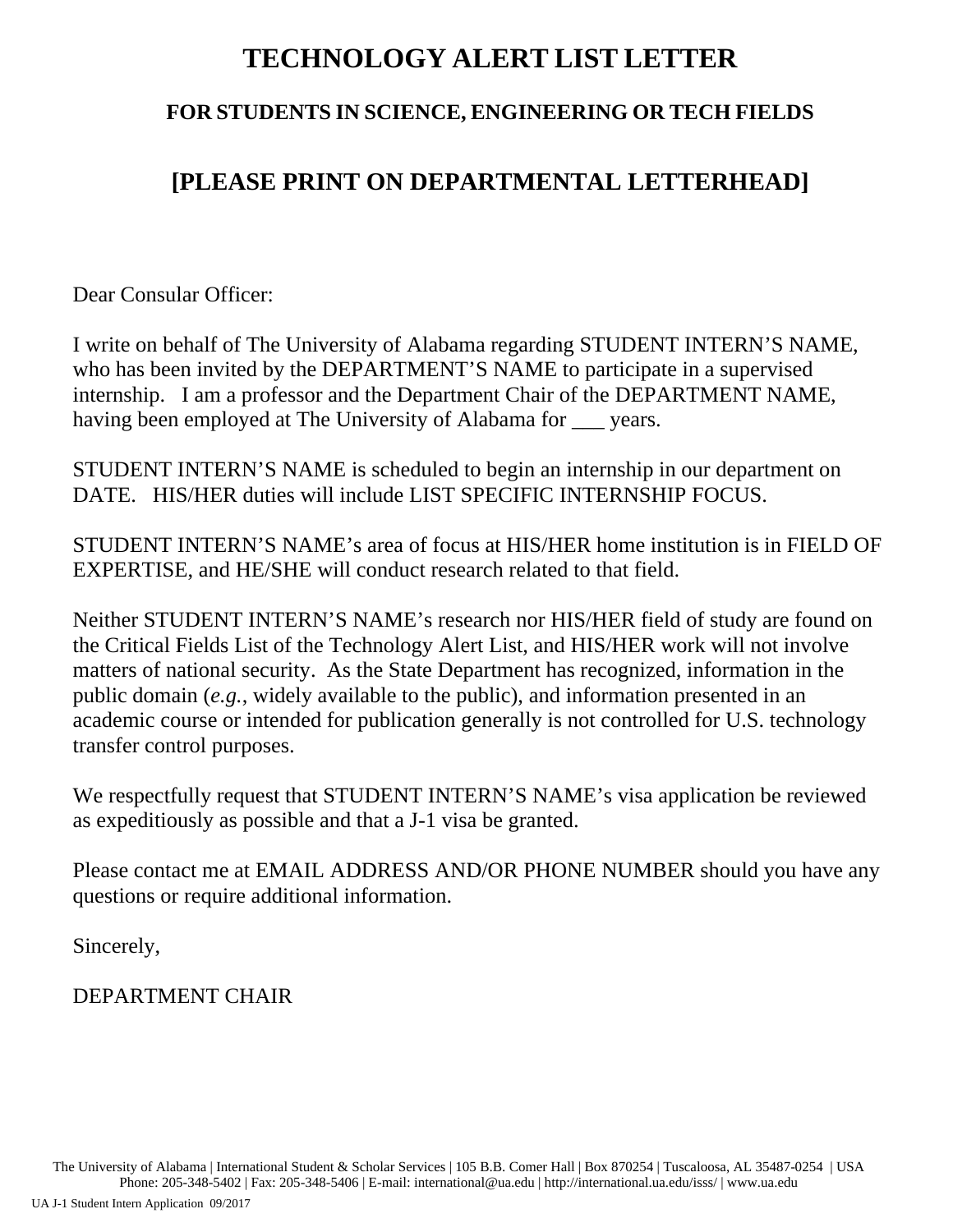# TECHNOLOGY ALERT LIST LETTER

## FOR STUDENTS IN SCIENCE, ENGINEERING OR TECH FIELDS

## [PLEASE PRINT ON DEPARTMENTAL LETTERHEAD]

Dear Consular Officer:

I write on behalf of The University of Alabama regarding STUDENT INTERN'S NAME, who has been invited by the DEPARTMENT'S NAME to participate in a supervised internship. I am a professor and the Department Chair of the DEPARTMENT NAME, having been employed at The University of Alabama for ___ years.

STUDENT INTERN'S NAME is scheduled to begin an internship in our department on DATE. HIS/HER duties will include LIST SPECIFIC INTERNSHIP FOCUS.

STUDENT INTERN'S NAME's area of focus at HIS/HER home institution is in FIELD OF EXPERTISE, and HE/SHE will conduct research related to that field.

Neither STUDENT INTERN'S NAME's research nor HIS/HER field of study are found on the Critical Fields List of the Technology Alert List, and HIS/HER work will not involve matters of national security. As the State Department has recognized, information in the public domain (*e.g.*, widely available to the public), and information presented in an academic course or intended for publication generally is not controlled for U.S. technology transfer control purposes.

We respectfully request that STUDENT INTERN'S NAME's visa application be reviewed as expeditiously as possible and that a J-1 visa be granted.

Please contact me at EMAIL ADDRESS AND/OR PHONE NUMBER should you have any questions or require additional information.

Sincerely,

DEPARTMENT CHAIR